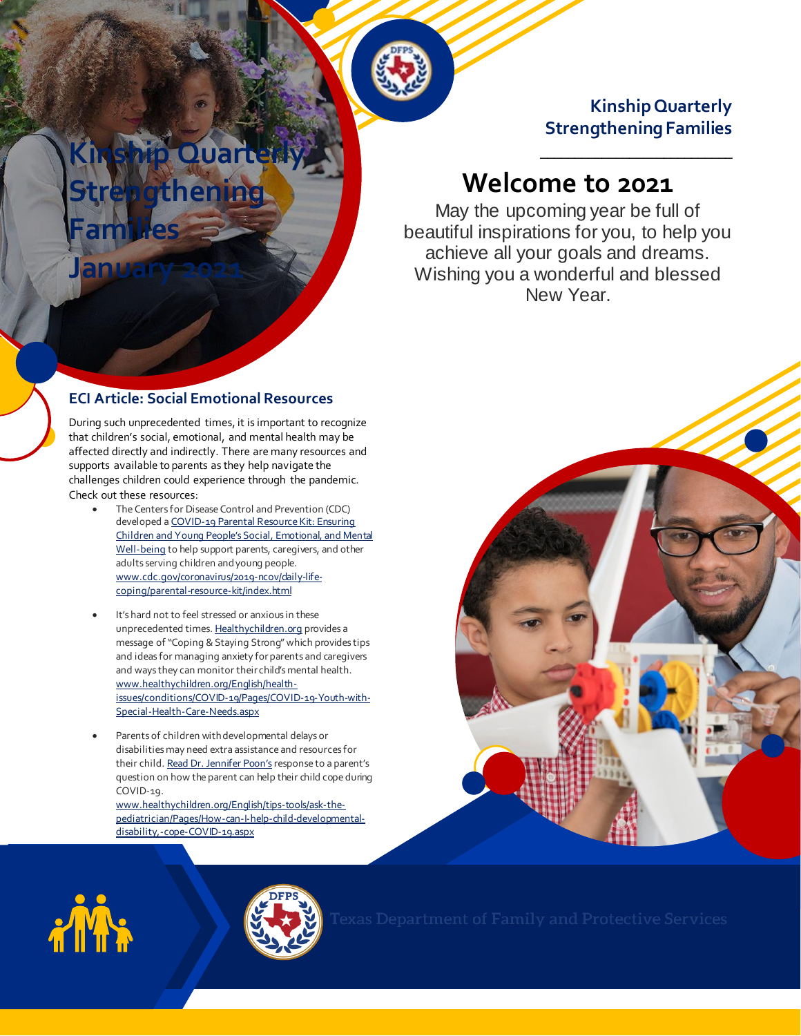# Kinship Quarterly Strengthening Families

## January 2021

**Kinship Quarterly Strengthening Families**

## Welcome to 2021

May the upcoming year be full of beautiful inspirations for you, to help you achieve all your goals and dreams. Wishing you a wonderful and blessed New Year.

### ECI Article: Social Emotional Resources

During such unprecedented times, it is important to recognize that children's social, emotional, and mental health may be affected directly and indirectly. There are many resources and supports available to parents as they help navigate the challenges children could experience through the pandemic. Check out these resources:

- The Centers for Disease Control and Prevention (CDC) developed a COVID-19 Parental Resource Kit: Ensuring Children and Young People's Social, Emotional, and Mental Well-being to help support parents, caregivers, and other adults serving children and young people. www.cdc.gov/coronavirus/2019-ncov/daily-life-coping/parental-resource-kit/index.html

- It's hard not to feel stressed or anxious in these unprecedented times. Healthychildren.org provides a message of "Coping & Staying Strong" which provides tips and ideas for managing anxiety for parents and caregivers and ways they can monitor their child's mental health. www.healthychildren.org/English/health-issues/conditions/COVID-19/Pages/COVID-19-Youth-with-Special-Health-Care-Needs.aspx

- Parents of children with developmental delays or disabilities may need extra assistance and resources for their child. Read Dr. Jennifer Poon's response to a parent's question on how the parent can help their child cope during COVID-19. www.healthychildren.org/English/tips-tools/ask-the-pediatrician/Pages/How-can-I-help-child-developmental-disability,-cope-COVID-19.aspx

Texas Department of Family and Protective Services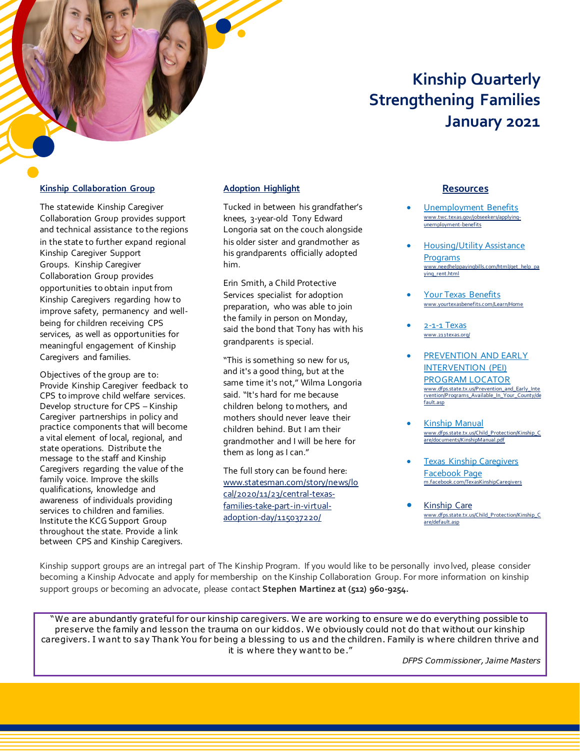# Kinship Quarterly
# Strengthening Families
# January 2021

## Kinship Collaboration Group

The statewide Kinship Caregiver Collaboration Group provides support and technical assistance to the regions in the state to further expand regional Kinship Caregiver Support Groups. Kinship Caregiver Collaboration Group provides opportunities to obtain input from Kinship Caregivers regarding how to improve safety, permanency and well-being for children receiving CPS services, as well as opportunities for meaningful engagement of Kinship Caregivers and families.

Objectives of the group are to: Provide Kinship Caregiver feedback to CPS to improve child welfare services. Develop structure for CPS – Kinship Caregiver partnerships in policy and practice components that will become a vital element of local, regional, and state operations. Distribute the message to the staff and Kinship Caregivers regarding the value of the family voice. Improve the skills qualifications, knowledge and awareness of individuals providing services to children and families. Institute the KCG Support Group throughout the state. Provide a link between CPS and Kinship Caregivers.

## Adoption Highlight

Tucked in between his grandfather's knees, 3-year-old Tony Edward Longoria sat on the couch alongside his older sister and grandmother as his grandparents officially adopted him.

Erin Smith, a Child Protective Services specialist for adoption preparation, who was able to join the family in person on Monday, said the bond that Tony has with his grandparents is special.

"This is something so new for us, and it's a good thing, but at the same time it's not," Wilma Longoria said. "It's hard for me because children belong to mothers, and mothers should never leave their children behind. But I am their grandmother and I will be here for them as long as I can."

The full story can be found here: www.statesman.com/story/news/local/2020/11/23/central-texas-families-take-part-in-virtual-adoption-day/115037220/

## Resources

- Unemployment Benefits
  www.twc.texas.gov/jobseekers/applying-unemployment-benefits
- Housing/Utility Assistance Programs
  www.needhelppayingbills.com/html/get_help_paying_rent.html
- Your Texas Benefits
  www.yourtexasbenefits.com/Learn/Home
- 2-1-1 Texas
  www.211texas.org/
- PREVENTION AND EARLY INTERVENTION (PEI) PROGRAM LOCATOR
  www.dfps.state.tx.us/Prevention_and_Early_Intervention/Programs_Available_In_Your_County/default.asp
- Kinship Manual
  www.dfps.state.tx.us/Child_Protection/Kinship_Care/documents/KinshipManual.pdf
- Texas Kinship Caregivers Facebook Page
  m.facebook.com/TexasKinshipCaregivers
- Kinship Care
  www.dfps.state.tx.us/Child_Protection/Kinship_Care/default.asp

Kinship support groups are an intregal part of The Kinship Program. If you would like to be personally involved, please consider becoming a Kinship Advocate and apply for membership on the Kinship Collaboration Group. For more information on kinship support groups or becoming an advocate, please contact **Stephen Martinez at (512) 960-9254.**

"We are abundantly grateful for our kinship caregivers. We are working to ensure we do everything possible to preserve the family and lesson the trauma on our kiddos. We obviously could not do that without our kinship caregivers. I want to say Thank You for being a blessing to us and the children. Family is where children thrive and it is where they want to be."

*DFPS Commissioner, Jaime Masters*